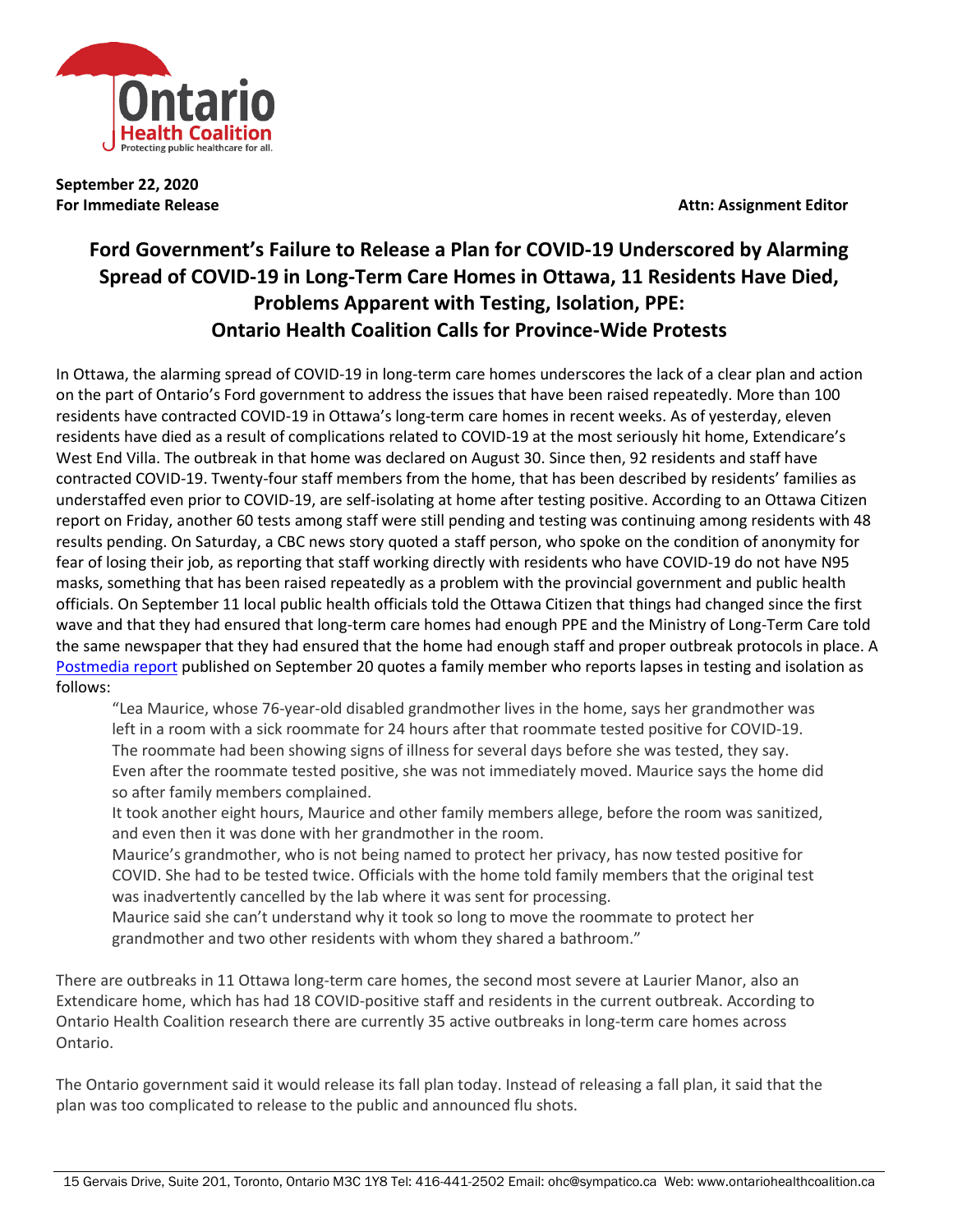**September 22, 2020**
**For Immediate Release** **Attn: Assignment Editor**

# Ford Government's Failure to Release a Plan for COVID-19 Underscored by Alarming Spread of COVID-19 in Long-Term Care Homes in Ottawa, 11 Residents Have Died, Problems Apparent with Testing, Isolation, PPE: Ontario Health Coalition Calls for Province-Wide Protests

In Ottawa, the alarming spread of COVID-19 in long-term care homes underscores the lack of a clear plan and action on the part of Ontario's Ford government to address the issues that have been raised repeatedly. More than 100 residents have contracted COVID-19 in Ottawa's long-term care homes in recent weeks. As of yesterday, eleven residents have died as a result of complications related to COVID-19 at the most seriously hit home, Extendicare's West End Villa. The outbreak in that home was declared on August 30. Since then, 92 residents and staff have contracted COVID-19. Twenty-four staff members from the home, that has been described by residents' families as understaffed even prior to COVID-19, are self-isolating at home after testing positive. According to an Ottawa Citizen report on Friday, another 60 tests among staff were still pending and testing was continuing among residents with 48 results pending. On Saturday, a CBC news story quoted a staff person, who spoke on the condition of anonymity for fear of losing their job, as reporting that staff working directly with residents who have COVID-19 do not have N95 masks, something that has been raised repeatedly as a problem with the provincial government and public health officials. On September 11 local public health officials told the Ottawa Citizen that things had changed since the first wave and that they had ensured that long-term care homes had enough PPE and the Ministry of Long-Term Care told the same newspaper that they had ensured that the home had enough staff and proper outbreak protocols in place. A Postmedia report published on September 20 quotes a family member who reports lapses in testing and isolation as follows:

> "Lea Maurice, whose 76-year-old disabled grandmother lives in the home, says her grandmother was left in a room with a sick roommate for 24 hours after that roommate tested positive for COVID-19. The roommate had been showing signs of illness for several days before she was tested, they say. Even after the roommate tested positive, she was not immediately moved. Maurice says the home did so after family members complained.
>
> It took another eight hours, Maurice and other family members allege, before the room was sanitized, and even then it was done with her grandmother in the room.
>
> Maurice's grandmother, who is not being named to protect her privacy, has now tested positive for COVID. She had to be tested twice. Officials with the home told family members that the original test was inadvertently cancelled by the lab where it was sent for processing.
>
> Maurice said she can't understand why it took so long to move the roommate to protect her grandmother and two other residents with whom they shared a bathroom."

There are outbreaks in 11 Ottawa long-term care homes, the second most severe at Laurier Manor, also an Extendicare home, which has had 18 COVID-positive staff and residents in the current outbreak. According to Ontario Health Coalition research there are currently 35 active outbreaks in long-term care homes across Ontario.

The Ontario government said it would release its fall plan today. Instead of releasing a fall plan, it said that the plan was too complicated to release to the public and announced flu shots.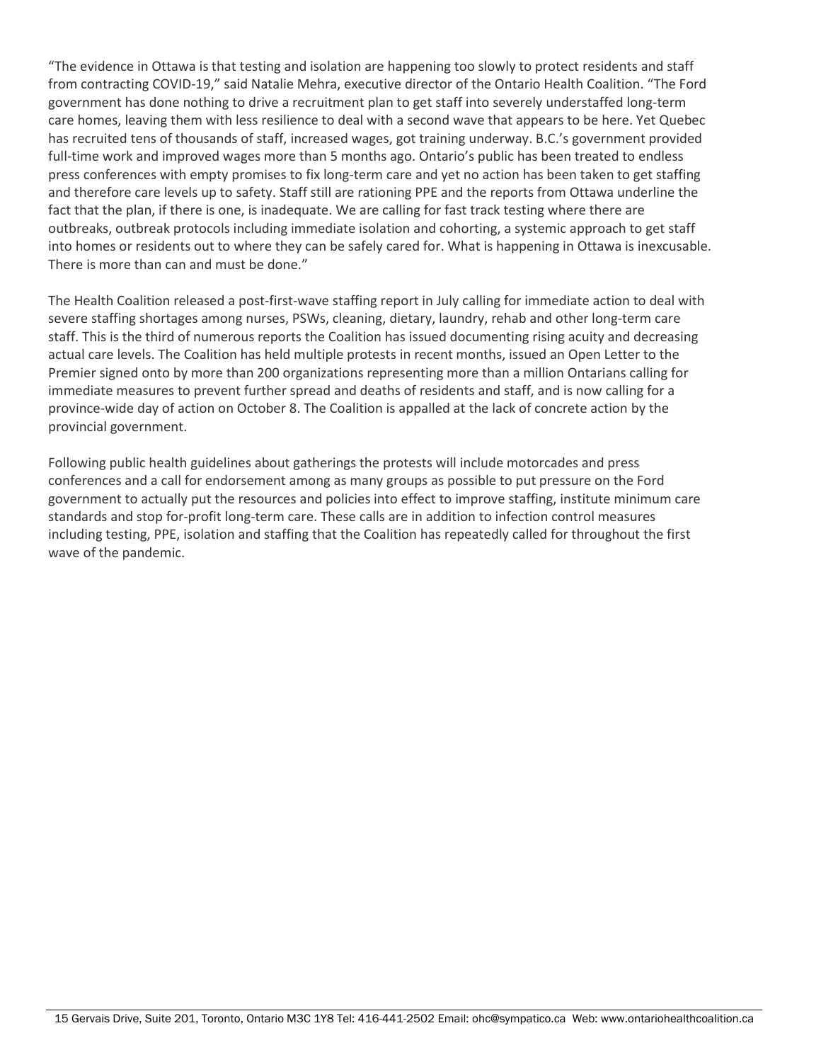"The evidence in Ottawa is that testing and isolation are happening too slowly to protect residents and staff from contracting COVID-19," said Natalie Mehra, executive director of the Ontario Health Coalition. "The Ford government has done nothing to drive a recruitment plan to get staff into severely understaffed long-term care homes, leaving them with less resilience to deal with a second wave that appears to be here. Yet Quebec has recruited tens of thousands of staff, increased wages, got training underway. B.C.'s government provided full-time work and improved wages more than 5 months ago. Ontario's public has been treated to endless press conferences with empty promises to fix long-term care and yet no action has been taken to get staffing and therefore care levels up to safety. Staff still are rationing PPE and the reports from Ottawa underline the fact that the plan, if there is one, is inadequate. We are calling for fast track testing where there are outbreaks, outbreak protocols including immediate isolation and cohorting, a systemic approach to get staff into homes or residents out to where they can be safely cared for. What is happening in Ottawa is inexcusable. There is more than can and must be done."

The Health Coalition released a post-first-wave staffing report in July calling for immediate action to deal with severe staffing shortages among nurses, PSWs, cleaning, dietary, laundry, rehab and other long-term care staff. This is the third of numerous reports the Coalition has issued documenting rising acuity and decreasing actual care levels. The Coalition has held multiple protests in recent months, issued an Open Letter to the Premier signed onto by more than 200 organizations representing more than a million Ontarians calling for immediate measures to prevent further spread and deaths of residents and staff, and is now calling for a province-wide day of action on October 8. The Coalition is appalled at the lack of concrete action by the provincial government.

Following public health guidelines about gatherings the protests will include motorcades and press conferences and a call for endorsement among as many groups as possible to put pressure on the Ford government to actually put the resources and policies into effect to improve staffing, institute minimum care standards and stop for-profit long-term care. These calls are in addition to infection control measures including testing, PPE, isolation and staffing that the Coalition has repeatedly called for throughout the first wave of the pandemic.